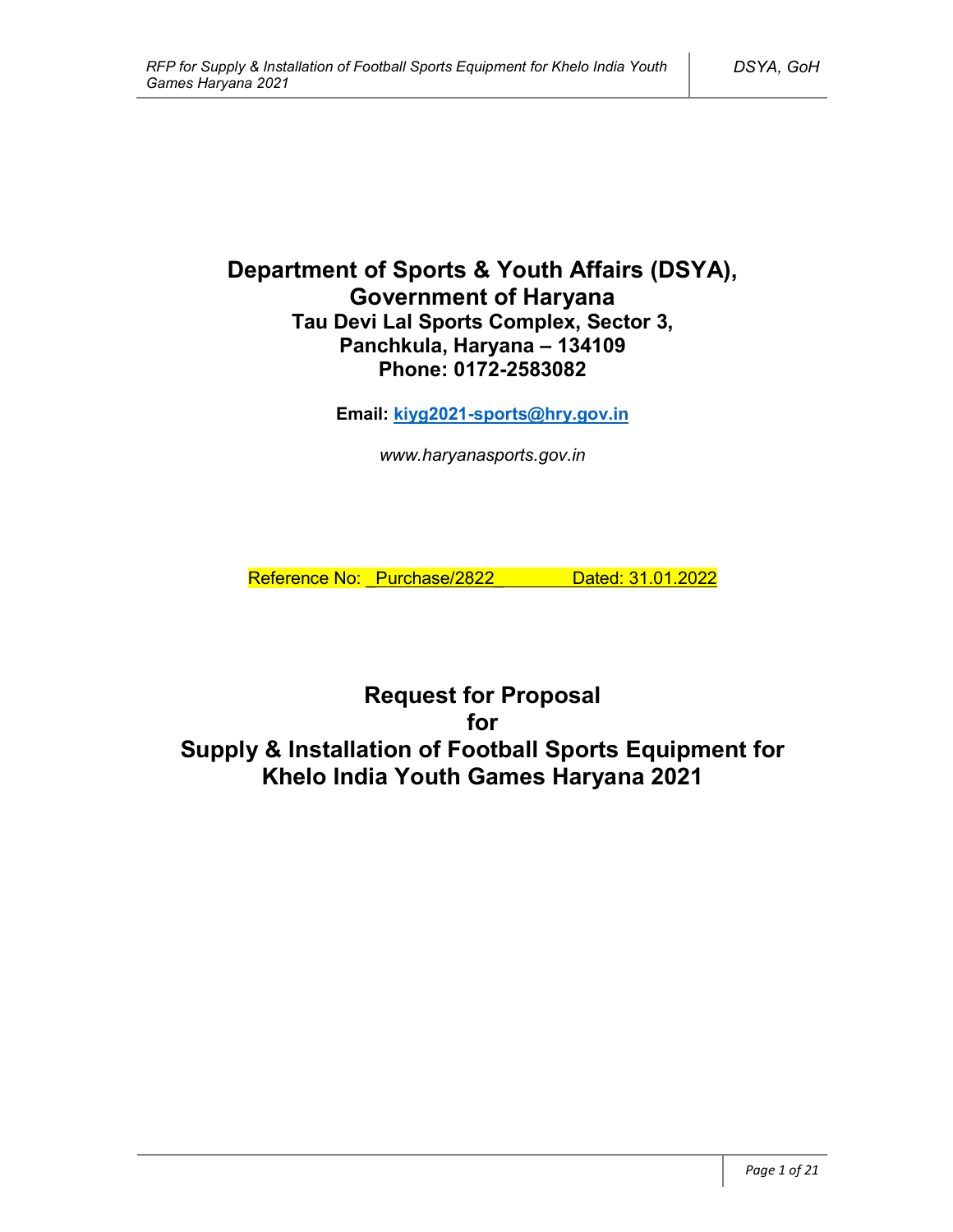# Department of Sports & Youth Affairs (DSYA), Government of Haryana

**Tau Devi Lal Sports Complex, Sector 3,**
**Panchkula, Haryana – 134109**
**Phone: 0172-2583082**

**Email: kiyg2021-sports@hry.gov.in**

*www.haryanasports.gov.in*

Reference No: _Purchase/2822_ Dated: 31.01.2022

# Request for Proposal for Supply & Installation of Football Sports Equipment for Khelo India Youth Games Haryana 2021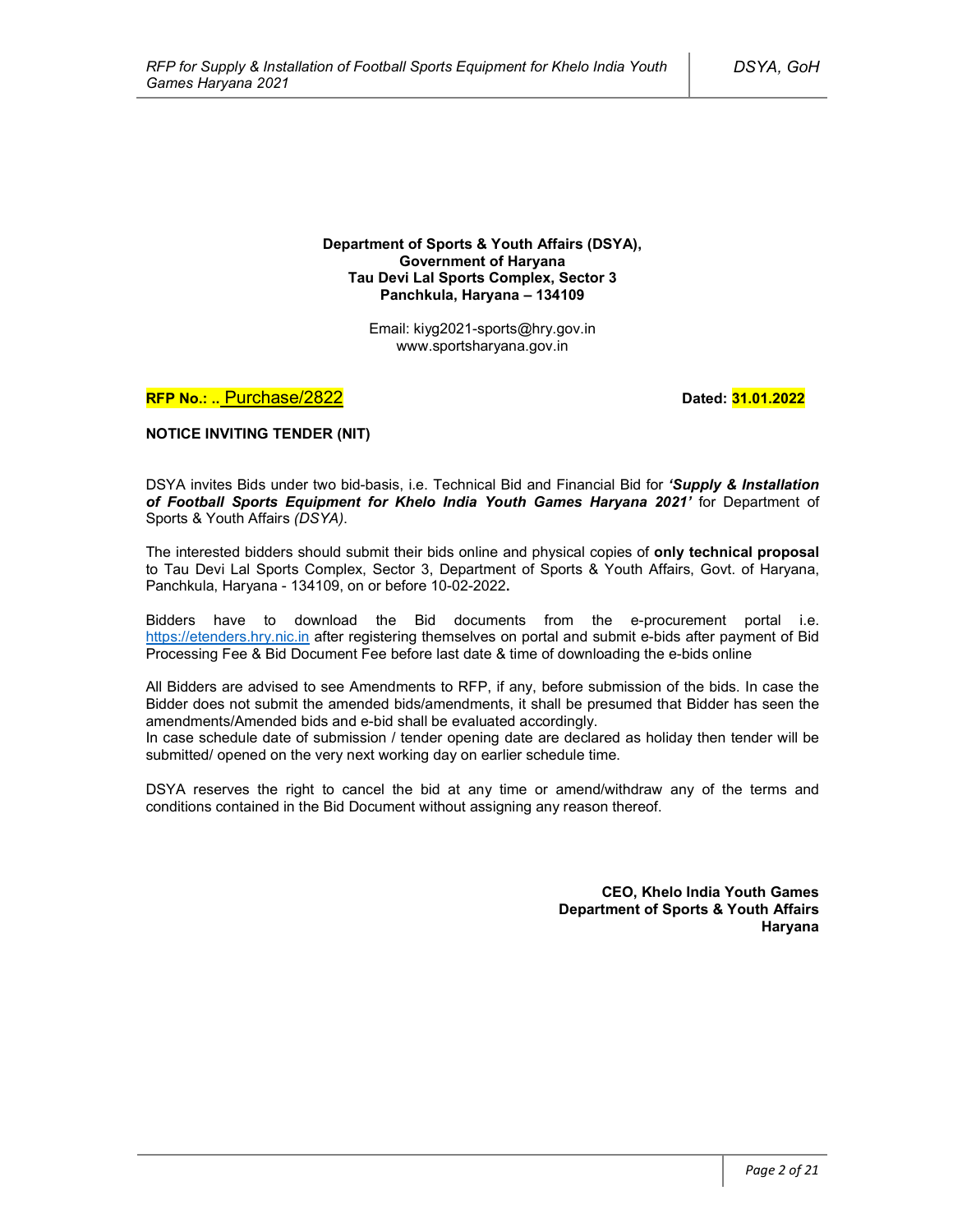**Department of Sports & Youth Affairs (DSYA),**
**Government of Haryana**
**Tau Devi Lal Sports Complex, Sector 3**
**Panchkula, Haryana – 134109**

Email: kiyg2021-sports@hry.gov.in
www.sportsharyana.gov.in

**RFP No.: ..** Purchase/2822 **Dated: 31.01.2022**

**NOTICE INVITING TENDER (NIT)**

DSYA invites Bids under two bid-basis, i.e. Technical Bid and Financial Bid for ***'Supply & Installation of Football Sports Equipment for Khelo India Youth Games Haryana 2021'*** for Department of Sports & Youth Affairs *(DSYA)*.

The interested bidders should submit their bids online and physical copies of **only technical proposal** to Tau Devi Lal Sports Complex, Sector 3, Department of Sports & Youth Affairs, Govt. of Haryana, Panchkula, Haryana - 134109, on or before 10-02-2022**.**

Bidders have to download the Bid documents from the e-procurement portal i.e. https://etenders.hry.nic.in after registering themselves on portal and submit e-bids after payment of Bid Processing Fee & Bid Document Fee before last date & time of downloading the e-bids online

All Bidders are advised to see Amendments to RFP, if any, before submission of the bids. In case the Bidder does not submit the amended bids/amendments, it shall be presumed that Bidder has seen the amendments/Amended bids and e-bid shall be evaluated accordingly.
In case schedule date of submission / tender opening date are declared as holiday then tender will be submitted/ opened on the very next working day on earlier schedule time.

DSYA reserves the right to cancel the bid at any time or amend/withdraw any of the terms and conditions contained in the Bid Document without assigning any reason thereof.

**CEO, Khelo India Youth Games**
**Department of Sports & Youth Affairs**
**Haryana**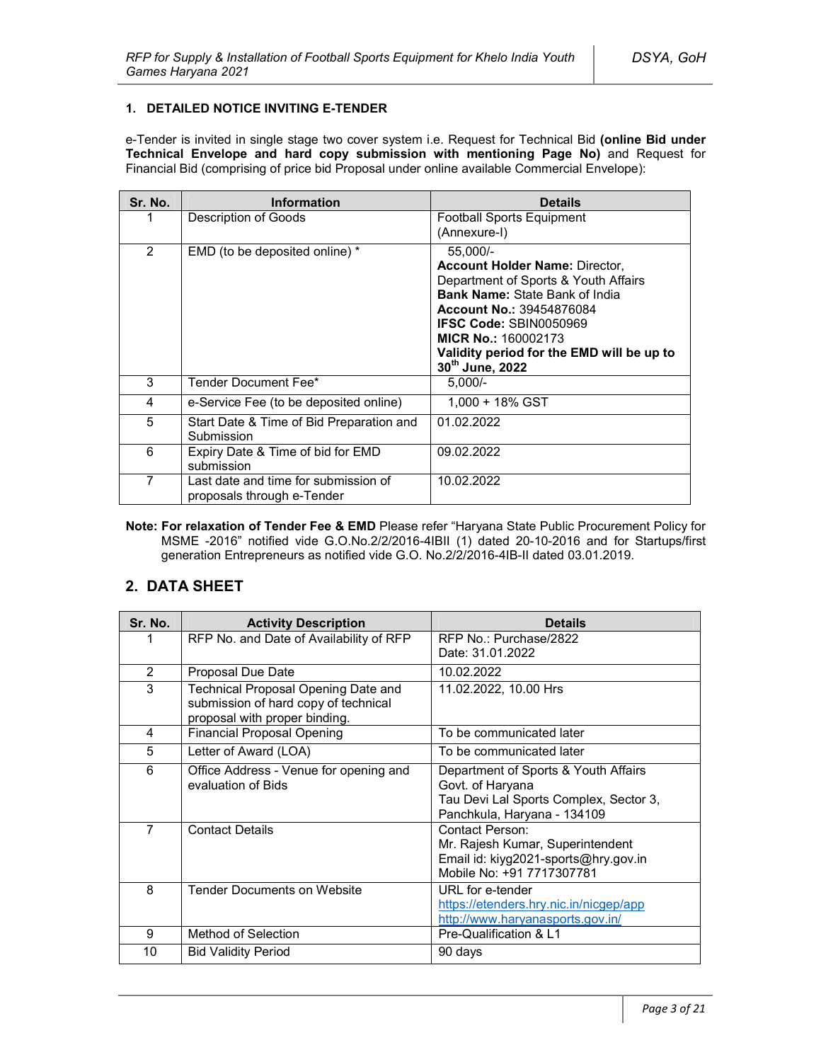### 1. DETAILED NOTICE INVITING E-TENDER

e-Tender is invited in single stage two cover system i.e. Request for Technical Bid **(online Bid under Technical Envelope and hard copy submission with mentioning Page No)** and Request for Financial Bid (comprising of price bid Proposal under online available Commercial Envelope):

| Sr. No. | Information | Details |
|---|---|---|
| 1 | Description of Goods | Football Sports Equipment (Annexure-I) |
| 2 | EMD (to be deposited online) * | 55,000/- **Account Holder Name:** Director, Department of Sports & Youth Affairs **Bank Name:** State Bank of India **Account No.:** 39454876084 **IFSC Code:** SBIN0050969 **MICR No.:** 160002173 **Validity period for the EMD will be up to 30th June, 2022** |
| 3 | Tender Document Fee* | 5,000/- |
| 4 | e-Service Fee (to be deposited online) | 1,000 + 18% GST |
| 5 | Start Date & Time of Bid Preparation and Submission | 01.02.2022 |
| 6 | Expiry Date & Time of bid for EMD submission | 09.02.2022 |
| 7 | Last date and time for submission of proposals through e-Tender | 10.02.2022 |

**Note: For relaxation of Tender Fee & EMD** Please refer "Haryana State Public Procurement Policy for MSME -2016" notified vide G.O.No.2/2/2016-4IBII (1) dated 20-10-2016 and for Startups/first generation Entrepreneurs as notified vide G.O. No.2/2/2016-4IB-II dated 03.01.2019.

## 2. DATA SHEET

| Sr. No. | Activity Description | Details |
|---|---|---|
| 1 | RFP No. and Date of Availability of RFP | RFP No.: Purchase/2822 Date: 31.01.2022 |
| 2 | Proposal Due Date | 10.02.2022 |
| 3 | Technical Proposal Opening Date and submission of hard copy of technical proposal with proper binding. | 11.02.2022, 10.00 Hrs |
| 4 | Financial Proposal Opening | To be communicated later |
| 5 | Letter of Award (LOA) | To be communicated later |
| 6 | Office Address - Venue for opening and evaluation of Bids | Department of Sports & Youth Affairs Govt. of Haryana Tau Devi Lal Sports Complex, Sector 3, Panchkula, Haryana - 134109 |
| 7 | Contact Details | Contact Person: Mr. Rajesh Kumar, Superintendent Email id: kiyg2021-sports@hry.gov.in Mobile No: +91 7717307781 |
| 8 | Tender Documents on Website | URL for e-tender https://etenders.hry.nic.in/nicgep/app http://www.haryanasports.gov.in/ |
| 9 | Method of Selection | Pre-Qualification & L1 |
| 10 | Bid Validity Period | 90 days |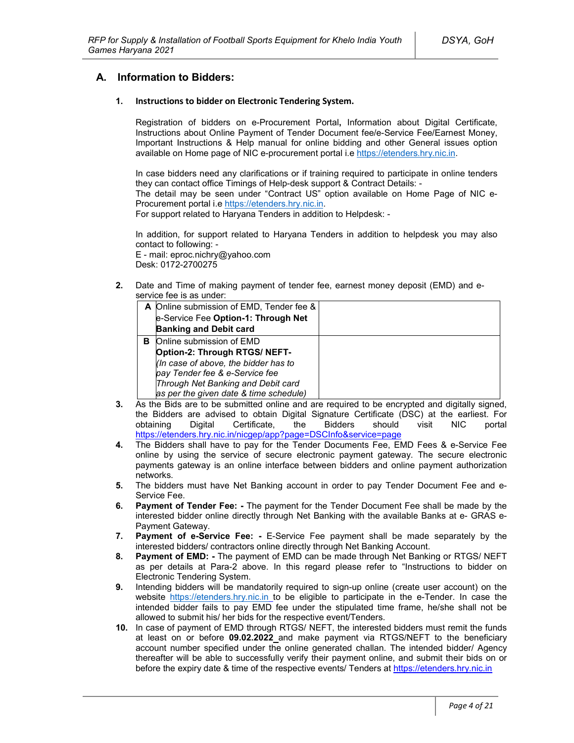## A. Information to Bidders:

### 1. Instructions to bidder on Electronic Tendering System.

Registration of bidders on e-Procurement Portal**,** Information about Digital Certificate, Instructions about Online Payment of Tender Document fee/e-Service Fee/Earnest Money, Important Instructions & Help manual for online bidding and other General issues option available on Home page of NIC e-procurement portal i.e https://etenders.hry.nic.in.

In case bidders need any clarifications or if training required to participate in online tenders they can contact office Timings of Help-desk support & Contract Details: -
The detail may be seen under "Contract US" option available on Home Page of NIC e-Procurement portal i.e https://etenders.hry.nic.in.
For support related to Haryana Tenders in addition to Helpdesk: -

In addition, for support related to Haryana Tenders in addition to helpdesk you may also contact to following: -
E - mail: eproc.nichry@yahoo.com
Desk: 0172-2700275

**2.** Date and Time of making payment of tender fee, earnest money deposit (EMD) and e-service fee is as under:

| | | |
|---|---|---|
| **A** | Online submission of EMD, Tender fee & e-Service Fee **Option-1: Through Net Banking and Debit card** | |
| **B** | Online submission of EMD **Option-2: Through RTGS/ NEFT-** *(In case of above, the bidder has to pay Tender fee & e-Service fee Through Net Banking and Debit card as per the given date & time schedule)* | |

**3.** As the Bids are to be submitted online and are required to be encrypted and digitally signed, the Bidders are advised to obtain Digital Signature Certificate (DSC) at the earliest. For obtaining Digital Certificate, the Bidders should visit NIC portal https://etenders.hry.nic.in/nicgep/app?page=DSCInfo&service=page

**4.** The Bidders shall have to pay for the Tender Documents Fee, EMD Fees & e-Service Fee online by using the service of secure electronic payment gateway. The secure electronic payments gateway is an online interface between bidders and online payment authorization networks.

**5.** The bidders must have Net Banking account in order to pay Tender Document Fee and e-Service Fee.

**6.** **Payment of Tender Fee: -** The payment for the Tender Document Fee shall be made by the interested bidder online directly through Net Banking with the available Banks at e- GRAS e-Payment Gateway.

**7.** **Payment of e-Service Fee: -** E-Service Fee payment shall be made separately by the interested bidders/ contractors online directly through Net Banking Account.

**8.** **Payment of EMD: -** The payment of EMD can be made through Net Banking or RTGS/ NEFT as per details at Para-2 above. In this regard please refer to "Instructions to bidder on Electronic Tendering System.

**9.** Intending bidders will be mandatorily required to sign-up online (create user account) on the website https://etenders.hry.nic.in to be eligible to participate in the e-Tender. In case the intended bidder fails to pay EMD fee under the stipulated time frame, he/she shall not be allowed to submit his/ her bids for the respective event/Tenders.

**10.** In case of payment of EMD through RTGS/ NEFT, the interested bidders must remit the funds at least on or before **09.02.2022** and make payment via RTGS/NEFT to the beneficiary account number specified under the online generated challan. The intended bidder/ Agency thereafter will be able to successfully verify their payment online, and submit their bids on or before the expiry date & time of the respective events/ Tenders at https://etenders.hry.nic.in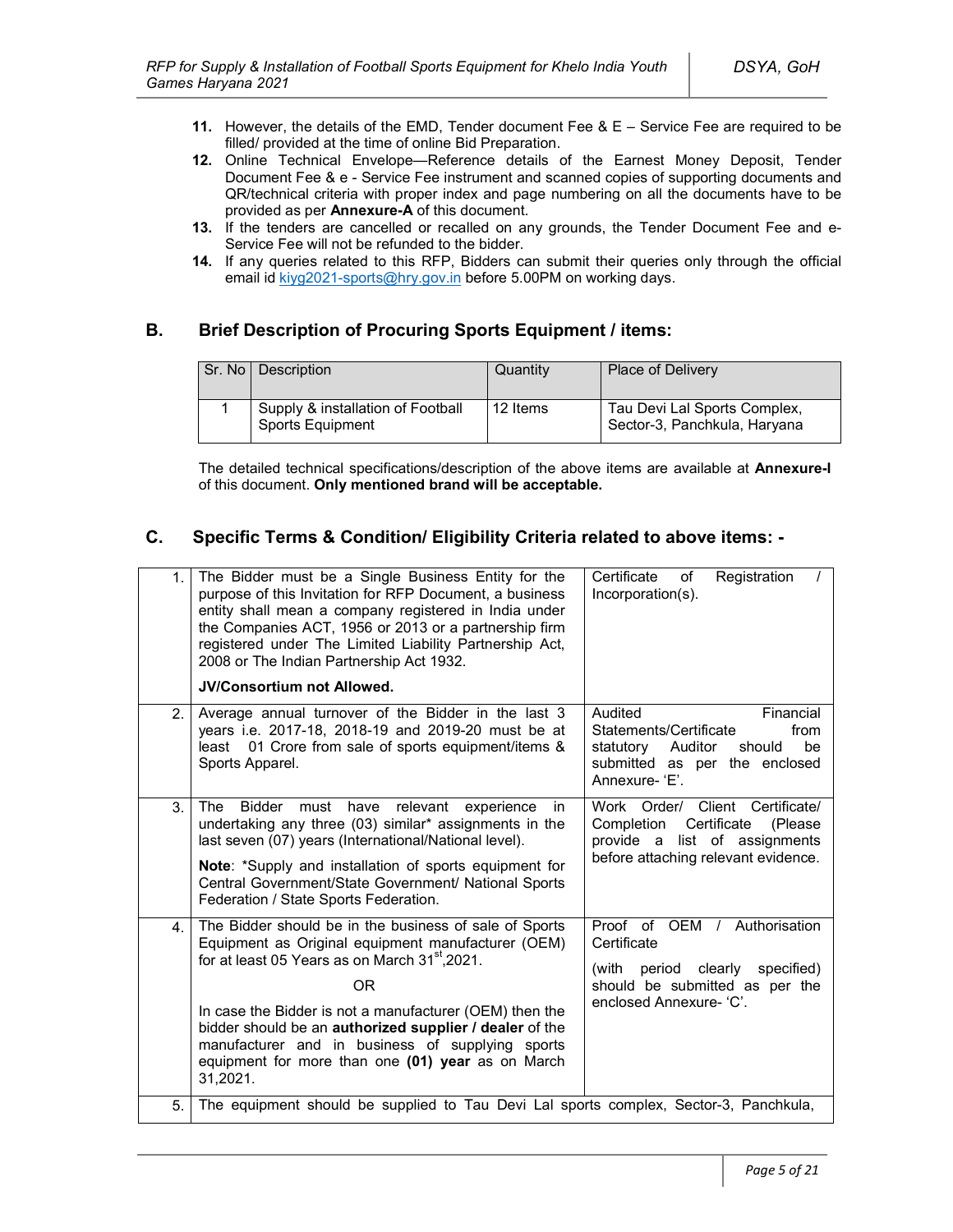11. However, the details of the EMD, Tender document Fee & E – Service Fee are required to be filled/ provided at the time of online Bid Preparation.
12. Online Technical Envelope—Reference details of the Earnest Money Deposit, Tender Document Fee & e - Service Fee instrument and scanned copies of supporting documents and QR/technical criteria with proper index and page numbering on all the documents have to be provided as per **Annexure-A** of this document.
13. If the tenders are cancelled or recalled on any grounds, the Tender Document Fee and e-Service Fee will not be refunded to the bidder.
14. If any queries related to this RFP, Bidders can submit their queries only through the official email id kiyg2021-sports@hry.gov.in before 5.00PM on working days.

## B. Brief Description of Procuring Sports Equipment / items:

| Sr. No | Description | Quantity | Place of Delivery |
|---|---|---|---|
| 1 | Supply & installation of Football Sports Equipment | 12 Items | Tau Devi Lal Sports Complex, Sector-3, Panchkula, Haryana |

The detailed technical specifications/description of the above items are available at **Annexure-I** of this document. **Only mentioned brand will be acceptable.**

## C. Specific Terms & Condition/ Eligibility Criteria related to above items: -

| | | |
|---|---|---|
| 1. | The Bidder must be a Single Business Entity for the purpose of this Invitation for RFP Document, a business entity shall mean a company registered in India under the Companies ACT, 1956 or 2013 or a partnership firm registered under The Limited Liability Partnership Act, 2008 or The Indian Partnership Act 1932.<br><br>**JV/Consortium not Allowed.** | Certificate of Registration / Incorporation(s). |
| 2. | Average annual turnover of the Bidder in the last 3 years i.e. 2017-18, 2018-19 and 2019-20 must be at least 01 Crore from sale of sports equipment/items & Sports Apparel. | Audited Financial Statements/Certificate from statutory Auditor should be submitted as per the enclosed Annexure- 'E'. |
| 3. | The Bidder must have relevant experience in undertaking any three (03) similar* assignments in the last seven (07) years (International/National level).<br><br>**Note**: *Supply and installation of sports equipment for Central Government/State Government/ National Sports Federation / State Sports Federation. | Work Order/ Client Certificate/ Completion Certificate (Please provide a list of assignments before attaching relevant evidence. |
| 4. | The Bidder should be in the business of sale of Sports Equipment as Original equipment manufacturer (OEM) for at least 05 Years as on March 31st,2021.<br><br>OR<br><br>In case the Bidder is not a manufacturer (OEM) then the bidder should be an **authorized supplier / dealer** of the manufacturer and in business of supplying sports equipment for more than one **(01) year** as on March 31,2021. | Proof of OEM / Authorisation Certificate<br><br>(with period clearly specified) should be submitted as per the enclosed Annexure- 'C'. |
| 5. | The equipment should be supplied to Tau Devi Lal sports complex, Sector-3, Panchkula, | |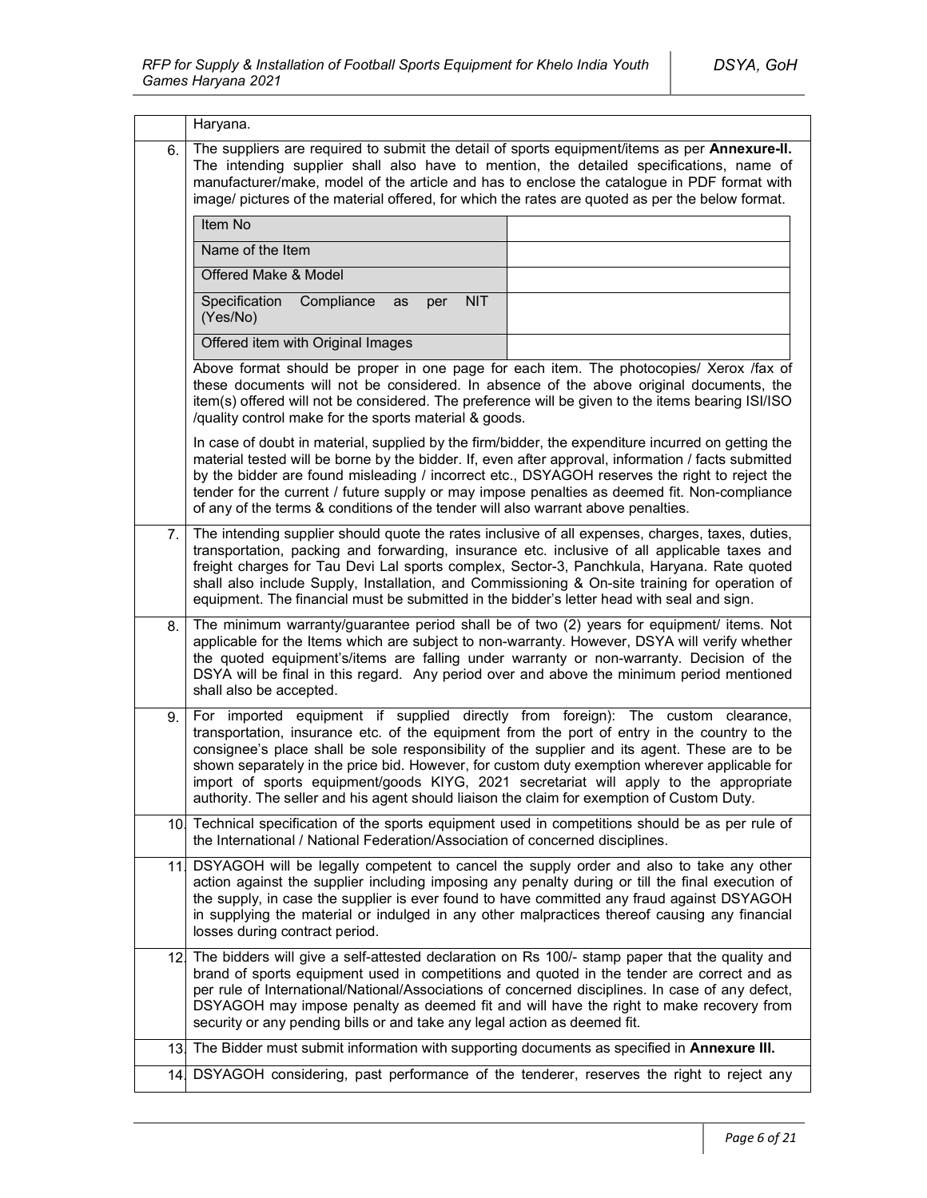| | |
|---|---|
| | Haryana. |
| 6. | The suppliers are required to submit the detail of sports equipment/items as per **Annexure-II.** The intending supplier shall also have to mention, the detailed specifications, name of manufacturer/make, model of the article and has to enclose the catalogue in PDF format with image/ pictures of the material offered, for which the rates are quoted as per the below format. |

| Item No | |
|---|---|
| Name of the Item | |
| Offered Make & Model | |
| Specification Compliance as per NIT (Yes/No) | |
| Offered item with Original Images | |

Above format should be proper in one page for each item. The photocopies/ Xerox /fax of these documents will not be considered. In absence of the above original documents, the item(s) offered will not be considered. The preference will be given to the items bearing ISI/ISO /quality control make for the sports material & goods.

In case of doubt in material, supplied by the firm/bidder, the expenditure incurred on getting the material tested will be borne by the bidder. If, even after approval, information / facts submitted by the bidder are found misleading / incorrect etc., DSYAGOH reserves the right to reject the tender for the current / future supply or may impose penalties as deemed fit. Non-compliance of any of the terms & conditions of the tender will also warrant above penalties.

| | |
|---|---|
| 7. | The intending supplier should quote the rates inclusive of all expenses, charges, taxes, duties, transportation, packing and forwarding, insurance etc. inclusive of all applicable taxes and freight charges for Tau Devi Lal sports complex, Sector-3, Panchkula, Haryana. Rate quoted shall also include Supply, Installation, and Commissioning & On-site training for operation of equipment. The financial must be submitted in the bidder's letter head with seal and sign. |
| 8. | The minimum warranty/guarantee period shall be of two (2) years for equipment/ items. Not applicable for the Items which are subject to non-warranty. However, DSYA will verify whether the quoted equipment's/items are falling under warranty or non-warranty. Decision of the DSYA will be final in this regard. Any period over and above the minimum period mentioned shall also be accepted. |
| 9. | For imported equipment if supplied directly from foreign): The custom clearance, transportation, insurance etc. of the equipment from the port of entry in the country to the consignee's place shall be sole responsibility of the supplier and its agent. These are to be shown separately in the price bid. However, for custom duty exemption wherever applicable for import of sports equipment/goods KIYG, 2021 secretariat will apply to the appropriate authority. The seller and his agent should liaison the claim for exemption of Custom Duty. |
| 10. | Technical specification of the sports equipment used in competitions should be as per rule of the International / National Federation/Association of concerned disciplines. |
| 11. | DSYAGOH will be legally competent to cancel the supply order and also to take any other action against the supplier including imposing any penalty during or till the final execution of the supply, in case the supplier is ever found to have committed any fraud against DSYAGOH in supplying the material or indulged in any other malpractices thereof causing any financial losses during contract period. |
| 12. | The bidders will give a self-attested declaration on Rs 100/- stamp paper that the quality and brand of sports equipment used in competitions and quoted in the tender are correct and as per rule of International/National/Associations of concerned disciplines. In case of any defect, DSYAGOH may impose penalty as deemed fit and will have the right to make recovery from security or any pending bills or and take any legal action as deemed fit. |
| 13. | The Bidder must submit information with supporting documents as specified in **Annexure III.** |
| 14. | DSYAGOH considering, past performance of the tenderer, reserves the right to reject any |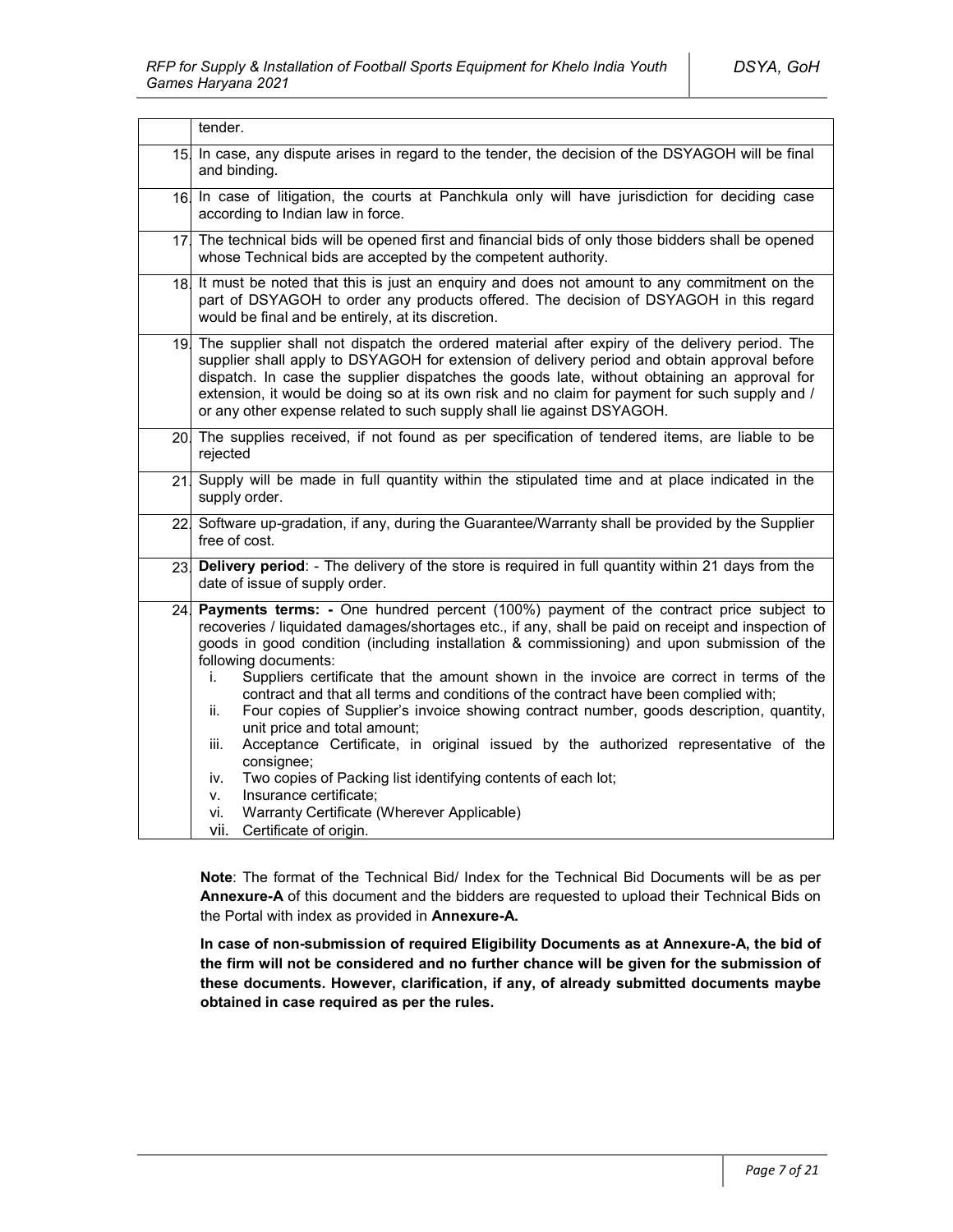| | |
|---|---|
| | tender. |
| 15. | In case, any dispute arises in regard to the tender, the decision of the DSYAGOH will be final and binding. |
| 16. | In case of litigation, the courts at Panchkula only will have jurisdiction for deciding case according to Indian law in force. |
| 17. | The technical bids will be opened first and financial bids of only those bidders shall be opened whose Technical bids are accepted by the competent authority. |
| 18. | It must be noted that this is just an enquiry and does not amount to any commitment on the part of DSYAGOH to order any products offered. The decision of DSYAGOH in this regard would be final and be entirely, at its discretion. |
| 19. | The supplier shall not dispatch the ordered material after expiry of the delivery period. The supplier shall apply to DSYAGOH for extension of delivery period and obtain approval before dispatch. In case the supplier dispatches the goods late, without obtaining an approval for extension, it would be doing so at its own risk and no claim for payment for such supply and / or any other expense related to such supply shall lie against DSYAGOH. |
| 20. | The supplies received, if not found as per specification of tendered items, are liable to be rejected |
| 21. | Supply will be made in full quantity within the stipulated time and at place indicated in the supply order. |
| 22. | Software up-gradation, if any, during the Guarantee/Warranty shall be provided by the Supplier free of cost. |
| 23. | **Delivery period**: - The delivery of the store is required in full quantity within 21 days from the date of issue of supply order. |
| 24. | **Payments terms: -** One hundred percent (100%) payment of the contract price subject to recoveries / liquidated damages/shortages etc., if any, shall be paid on receipt and inspection of goods in good condition (including installation & commissioning) and upon submission of the following documents:<br>i. Suppliers certificate that the amount shown in the invoice are correct in terms of the contract and that all terms and conditions of the contract have been complied with;<br>ii. Four copies of Supplier's invoice showing contract number, goods description, quantity, unit price and total amount;<br>iii. Acceptance Certificate, in original issued by the authorized representative of the consignee;<br>iv. Two copies of Packing list identifying contents of each lot;<br>v. Insurance certificate;<br>vi. Warranty Certificate (Wherever Applicable)<br>vii. Certificate of origin. |

**Note**: The format of the Technical Bid/ Index for the Technical Bid Documents will be as per **Annexure-A** of this document and the bidders are requested to upload their Technical Bids on the Portal with index as provided in **Annexure-A.**

**In case of non-submission of required Eligibility Documents as at Annexure-A, the bid of the firm will not be considered and no further chance will be given for the submission of these documents. However, clarification, if any, of already submitted documents maybe obtained in case required as per the rules.**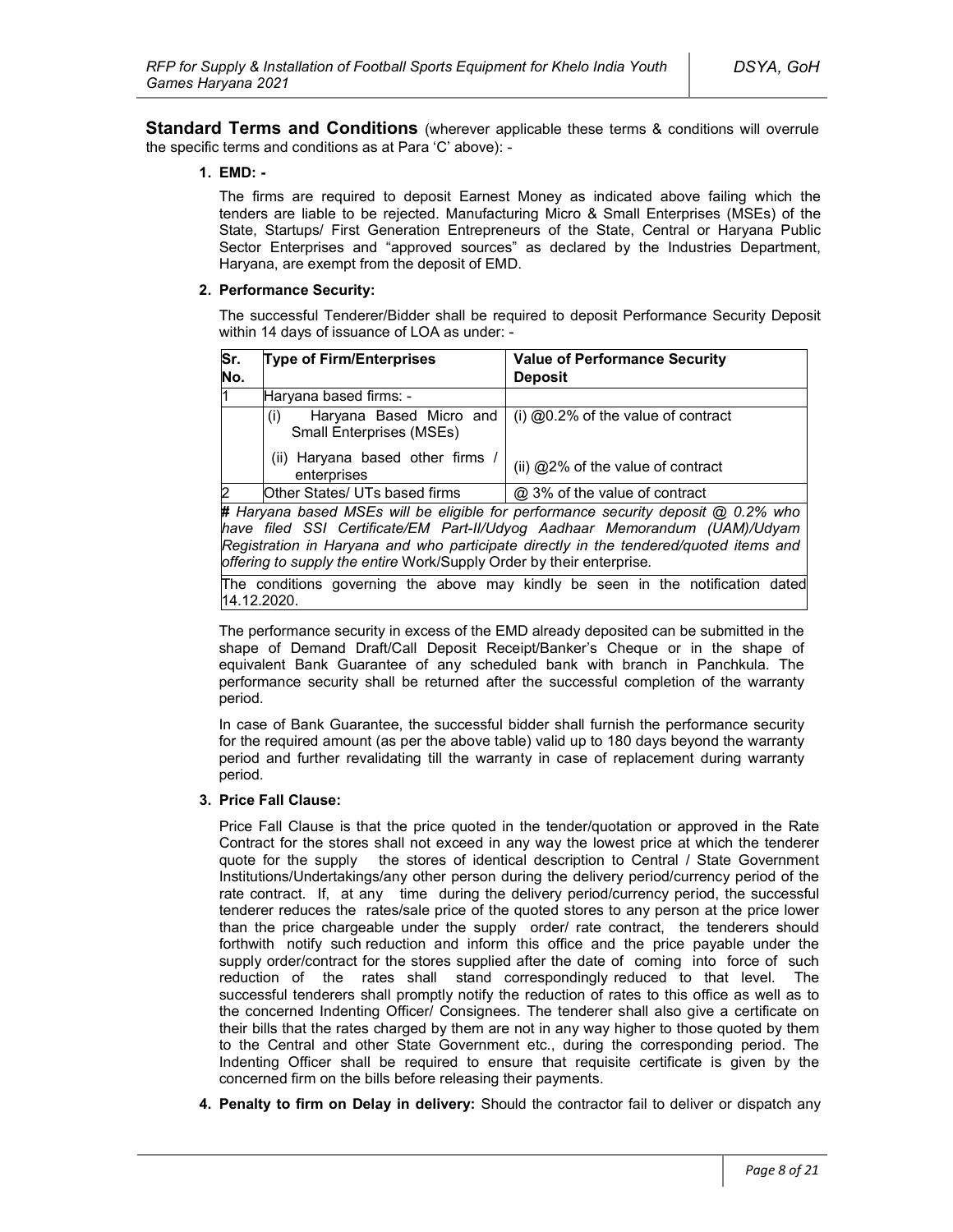**Standard Terms and Conditions** (wherever applicable these terms & conditions will overrule the specific terms and conditions as at Para 'C' above): -

1. **EMD: -**

   The firms are required to deposit Earnest Money as indicated above failing which the tenders are liable to be rejected. Manufacturing Micro & Small Enterprises (MSEs) of the State, Startups/ First Generation Entrepreneurs of the State, Central or Haryana Public Sector Enterprises and "approved sources" as declared by the Industries Department, Haryana, are exempt from the deposit of EMD.

2. **Performance Security:**

   The successful Tenderer/Bidder shall be required to deposit Performance Security Deposit within 14 days of issuance of LOA as under: -

| Sr. No. | Type of Firm/Enterprises | Value of Performance Security Deposit |
|---|---|---|
| 1 | Haryana based firms: - | |
| | (i) Haryana Based Micro and Small Enterprises (MSEs) | (i) @0.2% of the value of contract |
| | (ii) Haryana based other firms / enterprises | (ii) @2% of the value of contract |
| 2 | Other States/ UTs based firms | @ 3% of the value of contract |
| ***# Haryana based MSEs will be eligible for performance security deposit @ 0.2% who have filed SSI Certificate/EM Part-II/Udyog Aadhaar Memorandum (UAM)/Udyam Registration in Haryana and who participate directly in the tendered/quoted items and offering to supply the entire*** Work/Supply Order by their enterprise. | | |
| The conditions governing the above may kindly be seen in the notification dated 14.12.2020. | | |

   The performance security in excess of the EMD already deposited can be submitted in the shape of Demand Draft/Call Deposit Receipt/Banker's Cheque or in the shape of equivalent Bank Guarantee of any scheduled bank with branch in Panchkula. The performance security shall be returned after the successful completion of the warranty period.

   In case of Bank Guarantee, the successful bidder shall furnish the performance security for the required amount (as per the above table) valid up to 180 days beyond the warranty period and further revalidating till the warranty in case of replacement during warranty period.

3. **Price Fall Clause:**

   Price Fall Clause is that the price quoted in the tender/quotation or approved in the Rate Contract for the stores shall not exceed in any way the lowest price at which the tenderer quote for the supply the stores of identical description to Central / State Government Institutions/Undertakings/any other person during the delivery period/currency period of the rate contract. If, at any time during the delivery period/currency period, the successful tenderer reduces the rates/sale price of the quoted stores to any person at the price lower than the price chargeable under the supply order/ rate contract, the tenderers should forthwith notify such reduction and inform this office and the price payable under the supply order/contract for the stores supplied after the date of coming into force of such reduction of the rates shall stand correspondingly reduced to that level. The successful tenderers shall promptly notify the reduction of rates to this office as well as to the concerned Indenting Officer/ Consignees. The tenderer shall also give a certificate on their bills that the rates charged by them are not in any way higher to those quoted by them to the Central and other State Government etc., during the corresponding period. The Indenting Officer shall be required to ensure that requisite certificate is given by the concerned firm on the bills before releasing their payments.

4. **Penalty to firm on Delay in delivery:** Should the contractor fail to deliver or dispatch any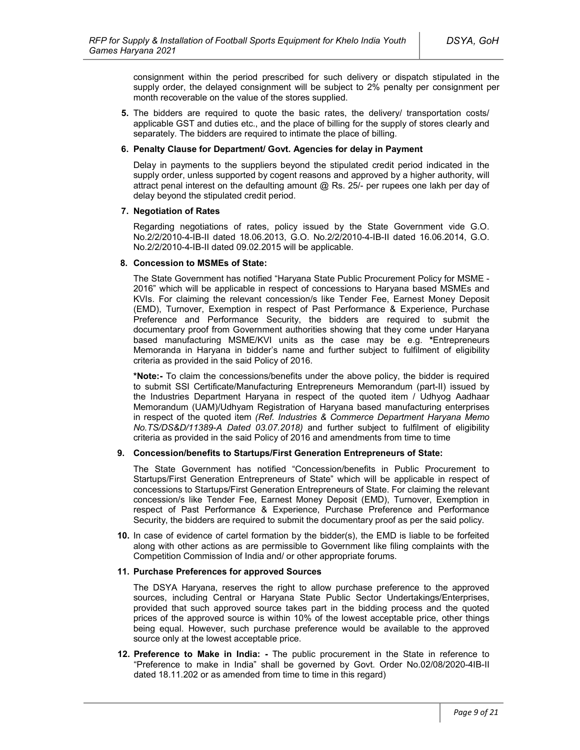consignment within the period prescribed for such delivery or dispatch stipulated in the supply order, the delayed consignment will be subject to 2% penalty per consignment per month recoverable on the value of the stores supplied.

**5.** The bidders are required to quote the basic rates, the delivery/ transportation costs/ applicable GST and duties etc., and the place of billing for the supply of stores clearly and separately. The bidders are required to intimate the place of billing.

**6. Penalty Clause for Department/ Govt. Agencies for delay in Payment**

Delay in payments to the suppliers beyond the stipulated credit period indicated in the supply order, unless supported by cogent reasons and approved by a higher authority, will attract penal interest on the defaulting amount @ Rs. 25/- per rupees one lakh per day of delay beyond the stipulated credit period.

**7. Negotiation of Rates**

Regarding negotiations of rates, policy issued by the State Government vide G.O. No.2/2/2010-4-IB-II dated 18.06.2013, G.O. No.2/2/2010-4-IB-II dated 16.06.2014, G.O. No.2/2/2010-4-IB-II dated 09.02.2015 will be applicable.

**8. Concession to MSMEs of State:**

The State Government has notified "Haryana State Public Procurement Policy for MSME - 2016" which will be applicable in respect of concessions to Haryana based MSMEs and KVIs. For claiming the relevant concession/s like Tender Fee, Earnest Money Deposit (EMD), Turnover, Exemption in respect of Past Performance & Experience, Purchase Preference and Performance Security, the bidders are required to submit the documentary proof from Government authorities showing that they come under Haryana based manufacturing MSME/KVI units as the case may be e.g. **\***Entrepreneurs Memoranda in Haryana in bidder's name and further subject to fulfilment of eligibility criteria as provided in the said Policy of 2016.

**\*Note:-** To claim the concessions/benefits under the above policy, the bidder is required to submit SSI Certificate/Manufacturing Entrepreneurs Memorandum (part-II) issued by the Industries Department Haryana in respect of the quoted item / Udhyog Aadhaar Memorandum (UAM)/Udhyam Registration of Haryana based manufacturing enterprises in respect of the quoted item *(Ref. Industries & Commerce Department Haryana Memo No.TS/DS&D/11389-A Dated 03.07.2018)* and further subject to fulfilment of eligibility criteria as provided in the said Policy of 2016 and amendments from time to time

**9. Concession/benefits to Startups/First Generation Entrepreneurs of State:**

The State Government has notified "Concession/benefits in Public Procurement to Startups/First Generation Entrepreneurs of State" which will be applicable in respect of concessions to Startups/First Generation Entrepreneurs of State. For claiming the relevant concession/s like Tender Fee, Earnest Money Deposit (EMD), Turnover, Exemption in respect of Past Performance & Experience, Purchase Preference and Performance Security, the bidders are required to submit the documentary proof as per the said policy.

**10.** In case of evidence of cartel formation by the bidder(s), the EMD is liable to be forfeited along with other actions as are permissible to Government like filing complaints with the Competition Commission of India and/ or other appropriate forums.

**11. Purchase Preferences for approved Sources**

The DSYA Haryana, reserves the right to allow purchase preference to the approved sources, including Central or Haryana State Public Sector Undertakings/Enterprises, provided that such approved source takes part in the bidding process and the quoted prices of the approved source is within 10% of the lowest acceptable price, other things being equal. However, such purchase preference would be available to the approved source only at the lowest acceptable price.

**12. Preference to Make in India: -** The public procurement in the State in reference to "Preference to make in India" shall be governed by Govt. Order No.02/08/2020-4IB-II dated 18.11.202 or as amended from time to time in this regard)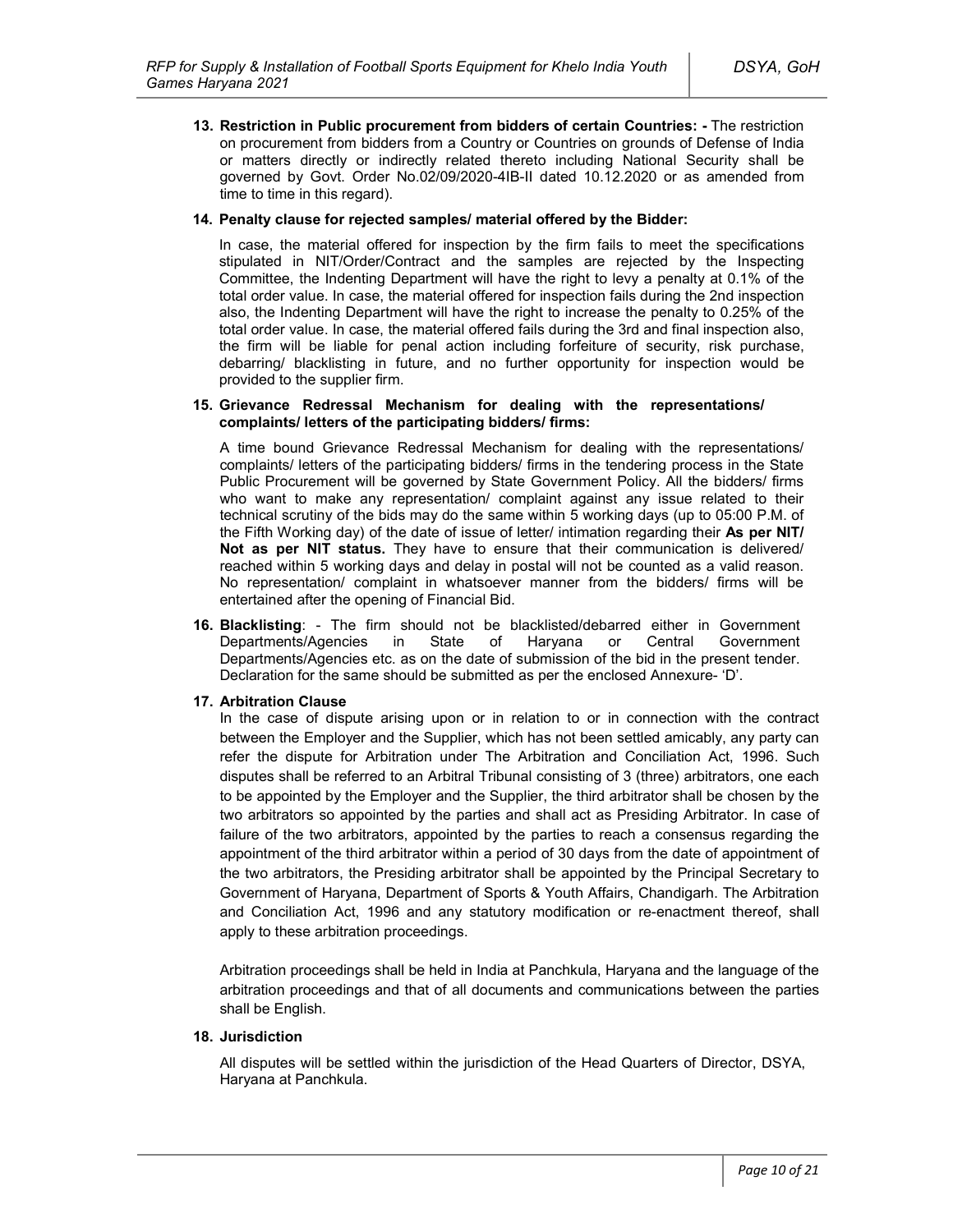13. **Restriction in Public procurement from bidders of certain Countries: -** The restriction on procurement from bidders from a Country or Countries on grounds of Defense of India or matters directly or indirectly related thereto including National Security shall be governed by Govt. Order No.02/09/2020-4IB-II dated 10.12.2020 or as amended from time to time in this regard).

14. **Penalty clause for rejected samples/ material offered by the Bidder:**

    In case, the material offered for inspection by the firm fails to meet the specifications stipulated in NIT/Order/Contract and the samples are rejected by the Inspecting Committee, the Indenting Department will have the right to levy a penalty at 0.1% of the total order value. In case, the material offered for inspection fails during the 2nd inspection also, the Indenting Department will have the right to increase the penalty to 0.25% of the total order value. In case, the material offered fails during the 3rd and final inspection also, the firm will be liable for penal action including forfeiture of security, risk purchase, debarring/ blacklisting in future, and no further opportunity for inspection would be provided to the supplier firm.

15. **Grievance Redressal Mechanism for dealing with the representations/ complaints/ letters of the participating bidders/ firms:**

    A time bound Grievance Redressal Mechanism for dealing with the representations/ complaints/ letters of the participating bidders/ firms in the tendering process in the State Public Procurement will be governed by State Government Policy. All the bidders/ firms who want to make any representation/ complaint against any issue related to their technical scrutiny of the bids may do the same within 5 working days (up to 05:00 P.M. of the Fifth Working day) of the date of issue of letter/ intimation regarding their **As per NIT/ Not as per NIT status.** They have to ensure that their communication is delivered/ reached within 5 working days and delay in postal will not be counted as a valid reason. No representation/ complaint in whatsoever manner from the bidders/ firms will be entertained after the opening of Financial Bid.

16. **Blacklisting**: - The firm should not be blacklisted/debarred either in Government Departments/Agencies in State of Haryana or Central Government Departments/Agencies etc. as on the date of submission of the bid in the present tender. Declaration for the same should be submitted as per the enclosed Annexure- 'D'.

17. **Arbitration Clause**

    In the case of dispute arising upon or in relation to or in connection with the contract between the Employer and the Supplier, which has not been settled amicably, any party can refer the dispute for Arbitration under The Arbitration and Conciliation Act, 1996. Such disputes shall be referred to an Arbitral Tribunal consisting of 3 (three) arbitrators, one each to be appointed by the Employer and the Supplier, the third arbitrator shall be chosen by the two arbitrators so appointed by the parties and shall act as Presiding Arbitrator. In case of failure of the two arbitrators, appointed by the parties to reach a consensus regarding the appointment of the third arbitrator within a period of 30 days from the date of appointment of the two arbitrators, the Presiding arbitrator shall be appointed by the Principal Secretary to Government of Haryana, Department of Sports & Youth Affairs, Chandigarh. The Arbitration and Conciliation Act, 1996 and any statutory modification or re-enactment thereof, shall apply to these arbitration proceedings.

    Arbitration proceedings shall be held in India at Panchkula, Haryana and the language of the arbitration proceedings and that of all documents and communications between the parties shall be English.

18. **Jurisdiction**

    All disputes will be settled within the jurisdiction of the Head Quarters of Director, DSYA, Haryana at Panchkula.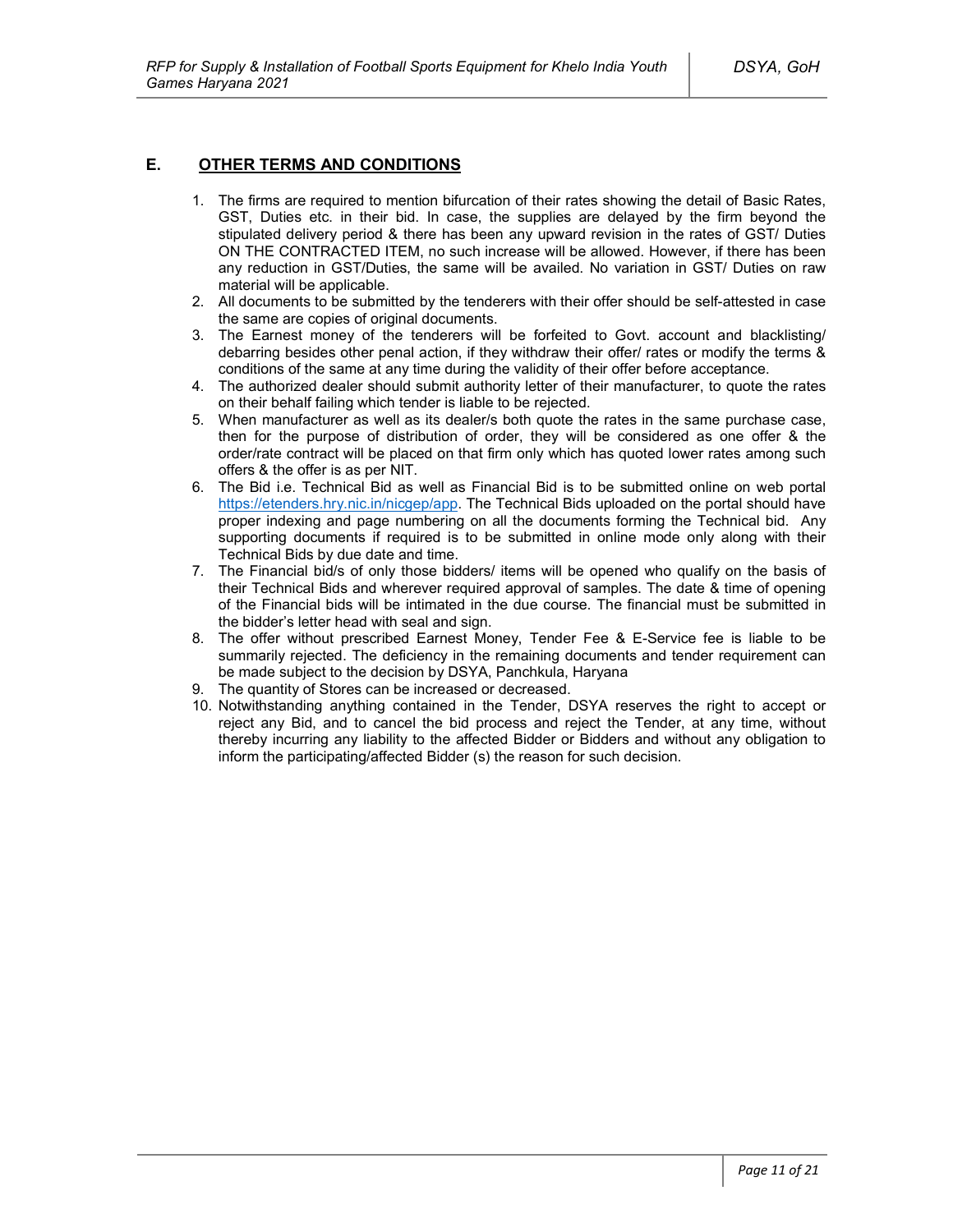## E. OTHER TERMS AND CONDITIONS

1. The firms are required to mention bifurcation of their rates showing the detail of Basic Rates, GST, Duties etc. in their bid. In case, the supplies are delayed by the firm beyond the stipulated delivery period & there has been any upward revision in the rates of GST/ Duties ON THE CONTRACTED ITEM, no such increase will be allowed. However, if there has been any reduction in GST/Duties, the same will be availed. No variation in GST/ Duties on raw material will be applicable.
2. All documents to be submitted by the tenderers with their offer should be self-attested in case the same are copies of original documents.
3. The Earnest money of the tenderers will be forfeited to Govt. account and blacklisting/ debarring besides other penal action, if they withdraw their offer/ rates or modify the terms & conditions of the same at any time during the validity of their offer before acceptance.
4. The authorized dealer should submit authority letter of their manufacturer, to quote the rates on their behalf failing which tender is liable to be rejected.
5. When manufacturer as well as its dealer/s both quote the rates in the same purchase case, then for the purpose of distribution of order, they will be considered as one offer & the order/rate contract will be placed on that firm only which has quoted lower rates among such offers & the offer is as per NIT.
6. The Bid i.e. Technical Bid as well as Financial Bid is to be submitted online on web portal https://etenders.hry.nic.in/nicgep/app. The Technical Bids uploaded on the portal should have proper indexing and page numbering on all the documents forming the Technical bid. Any supporting documents if required is to be submitted in online mode only along with their Technical Bids by due date and time.
7. The Financial bid/s of only those bidders/ items will be opened who qualify on the basis of their Technical Bids and wherever required approval of samples. The date & time of opening of the Financial bids will be intimated in the due course. The financial must be submitted in the bidder's letter head with seal and sign.
8. The offer without prescribed Earnest Money, Tender Fee & E-Service fee is liable to be summarily rejected. The deficiency in the remaining documents and tender requirement can be made subject to the decision by DSYA, Panchkula, Haryana
9. The quantity of Stores can be increased or decreased.
10. Notwithstanding anything contained in the Tender, DSYA reserves the right to accept or reject any Bid, and to cancel the bid process and reject the Tender, at any time, without thereby incurring any liability to the affected Bidder or Bidders and without any obligation to inform the participating/affected Bidder (s) the reason for such decision.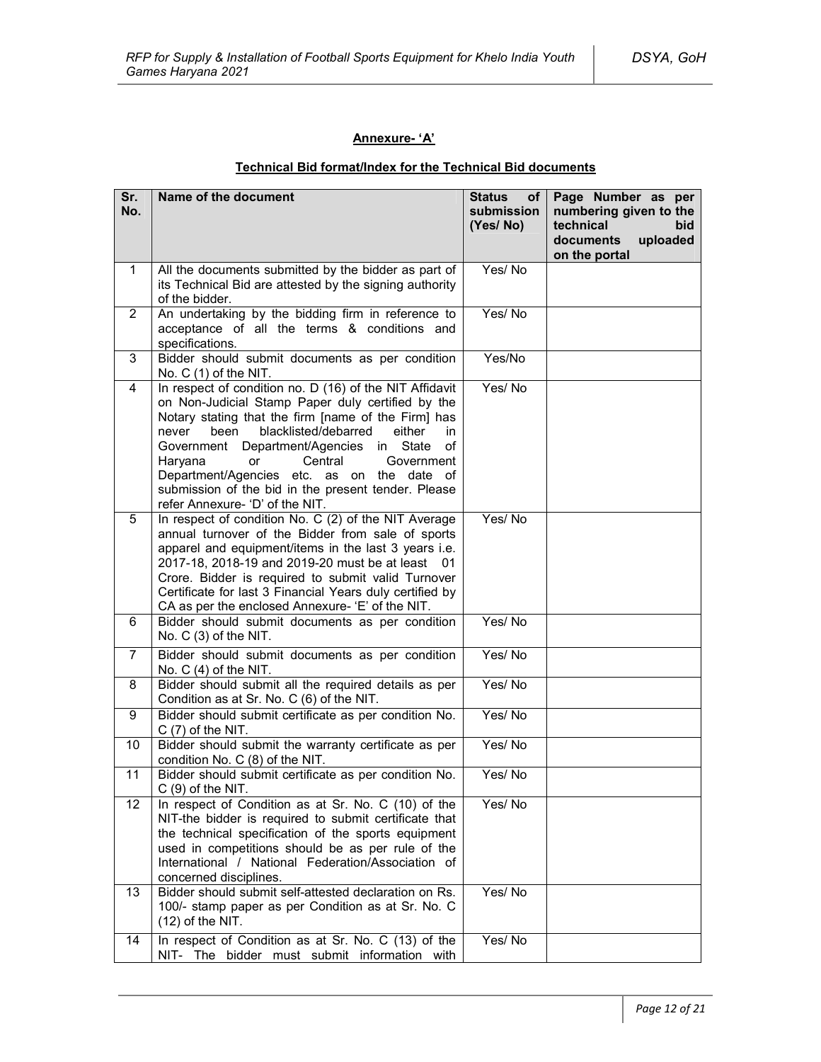## Annexure- 'A'

### Technical Bid format/Index for the Technical Bid documents

| Sr. No. | Name of the document | Status of submission (Yes/ No) | Page Number as per numbering given to the technical bid documents uploaded on the portal |
|---|---|---|---|
| 1 | All the documents submitted by the bidder as part of its Technical Bid are attested by the signing authority of the bidder. | Yes/ No | |
| 2 | An undertaking by the bidding firm in reference to acceptance of all the terms & conditions and specifications. | Yes/ No | |
| 3 | Bidder should submit documents as per condition No. C (1) of the NIT. | Yes/No | |
| 4 | In respect of condition no. D (16) of the NIT Affidavit on Non-Judicial Stamp Paper duly certified by the Notary stating that the firm [name of the Firm] has never been blacklisted/debarred either in Government Department/Agencies in State of Haryana or Central Government Department/Agencies etc. as on the date of submission of the bid in the present tender. Please refer Annexure- 'D' of the NIT. | Yes/ No | |
| 5 | In respect of condition No. C (2) of the NIT Average annual turnover of the Bidder from sale of sports apparel and equipment/items in the last 3 years i.e. 2017-18, 2018-19 and 2019-20 must be at least 01 Crore. Bidder is required to submit valid Turnover Certificate for last 3 Financial Years duly certified by CA as per the enclosed Annexure- 'E' of the NIT. | Yes/ No | |
| 6 | Bidder should submit documents as per condition No. C (3) of the NIT. | Yes/ No | |
| 7 | Bidder should submit documents as per condition No. C (4) of the NIT. | Yes/ No | |
| 8 | Bidder should submit all the required details as per Condition as at Sr. No. C (6) of the NIT. | Yes/ No | |
| 9 | Bidder should submit certificate as per condition No. C (7) of the NIT. | Yes/ No | |
| 10 | Bidder should submit the warranty certificate as per condition No. C (8) of the NIT. | Yes/ No | |
| 11 | Bidder should submit certificate as per condition No. C (9) of the NIT. | Yes/ No | |
| 12 | In respect of Condition as at Sr. No. C (10) of the NIT-the bidder is required to submit certificate that the technical specification of the sports equipment used in competitions should be as per rule of the International / National Federation/Association of concerned disciplines. | Yes/ No | |
| 13 | Bidder should submit self-attested declaration on Rs. 100/- stamp paper as per Condition as at Sr. No. C (12) of the NIT. | Yes/ No | |
| 14 | In respect of Condition as at Sr. No. C (13) of the NIT- The bidder must submit information with | Yes/ No | |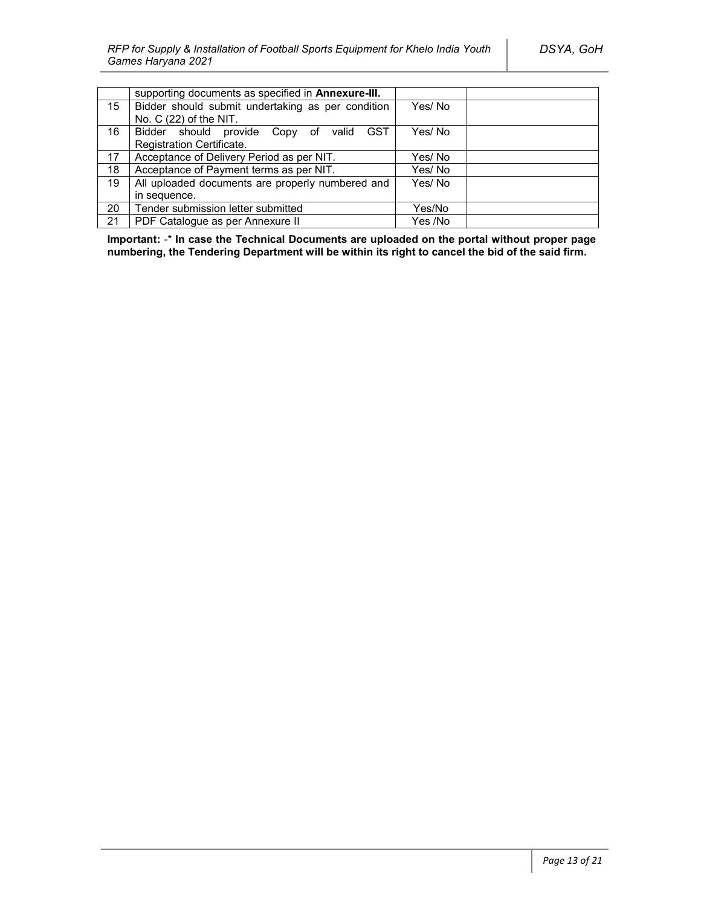| | | | |
|---|---|---|---|
| | supporting documents as specified in **Annexure-III.** | | |
| 15 | Bidder should submit undertaking as per condition No. C (22) of the NIT. | Yes/ No | |
| 16 | Bidder should provide Copy of valid GST Registration Certificate. | Yes/ No | |
| 17 | Acceptance of Delivery Period as per NIT. | Yes/ No | |
| 18 | Acceptance of Payment terms as per NIT. | Yes/ No | |
| 19 | All uploaded documents are properly numbered and in sequence. | Yes/ No | |
| 20 | Tender submission letter submitted | Yes/No | |
| 21 | PDF Catalogue as per Annexure II | Yes /No | |

**Important:** -* **In case the Technical Documents are uploaded on the portal without proper page numbering, the Tendering Department will be within its right to cancel the bid of the said firm.**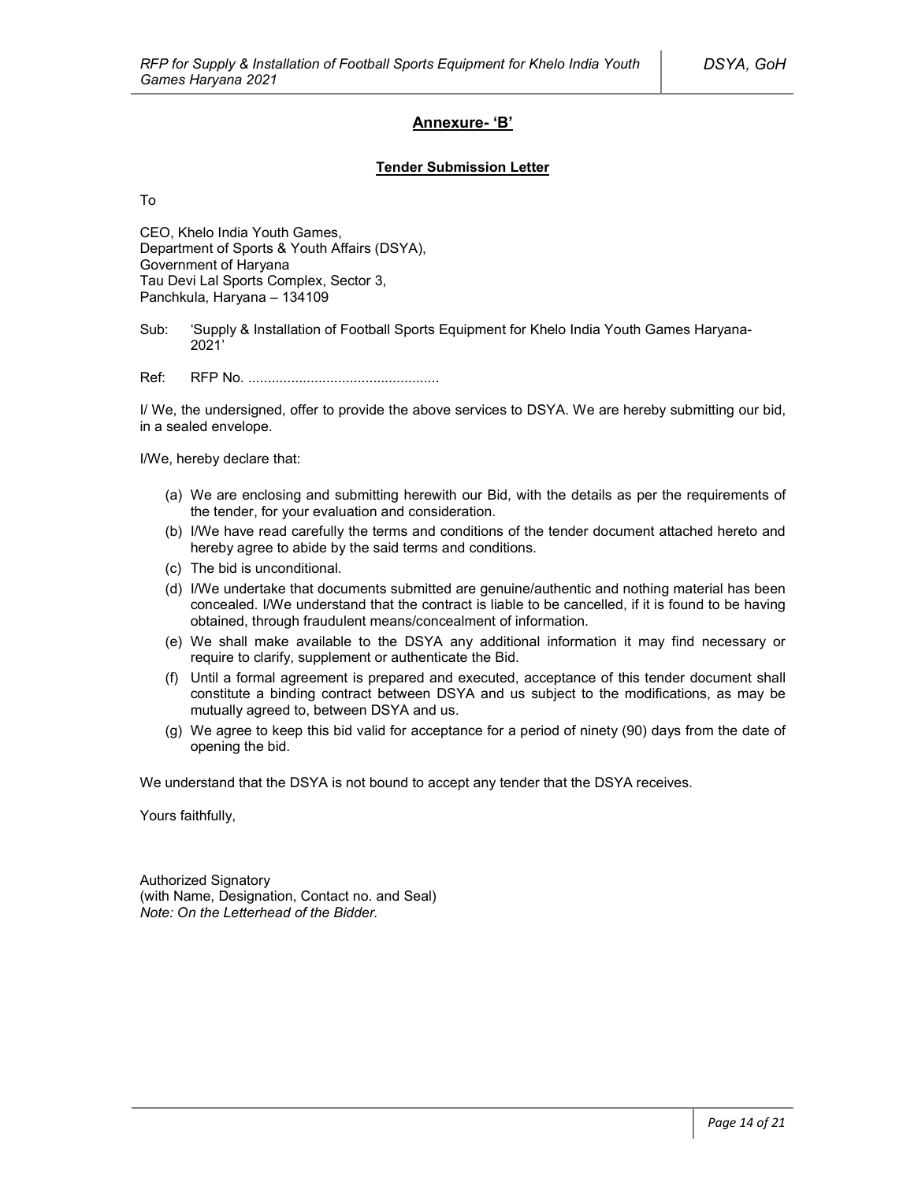## Annexure- 'B'

### Tender Submission Letter

To

CEO, Khelo India Youth Games,
Department of Sports & Youth Affairs (DSYA),
Government of Haryana
Tau Devi Lal Sports Complex, Sector 3,
Panchkula, Haryana – 134109

Sub: 'Supply & Installation of Football Sports Equipment for Khelo India Youth Games Haryana-2021'

Ref: RFP No. ................................................

I/ We, the undersigned, offer to provide the above services to DSYA. We are hereby submitting our bid, in a sealed envelope.

I/We, hereby declare that:

(a) We are enclosing and submitting herewith our Bid, with the details as per the requirements of the tender, for your evaluation and consideration.
(b) I/We have read carefully the terms and conditions of the tender document attached hereto and hereby agree to abide by the said terms and conditions.
(c) The bid is unconditional.
(d) I/We undertake that documents submitted are genuine/authentic and nothing material has been concealed. I/We understand that the contract is liable to be cancelled, if it is found to be having obtained, through fraudulent means/concealment of information.
(e) We shall make available to the DSYA any additional information it may find necessary or require to clarify, supplement or authenticate the Bid.
(f) Until a formal agreement is prepared and executed, acceptance of this tender document shall constitute a binding contract between DSYA and us subject to the modifications, as may be mutually agreed to, between DSYA and us.
(g) We agree to keep this bid valid for acceptance for a period of ninety (90) days from the date of opening the bid.

We understand that the DSYA is not bound to accept any tender that the DSYA receives.

Yours faithfully,

Authorized Signatory
(with Name, Designation, Contact no. and Seal)
*Note: On the Letterhead of the Bidder.*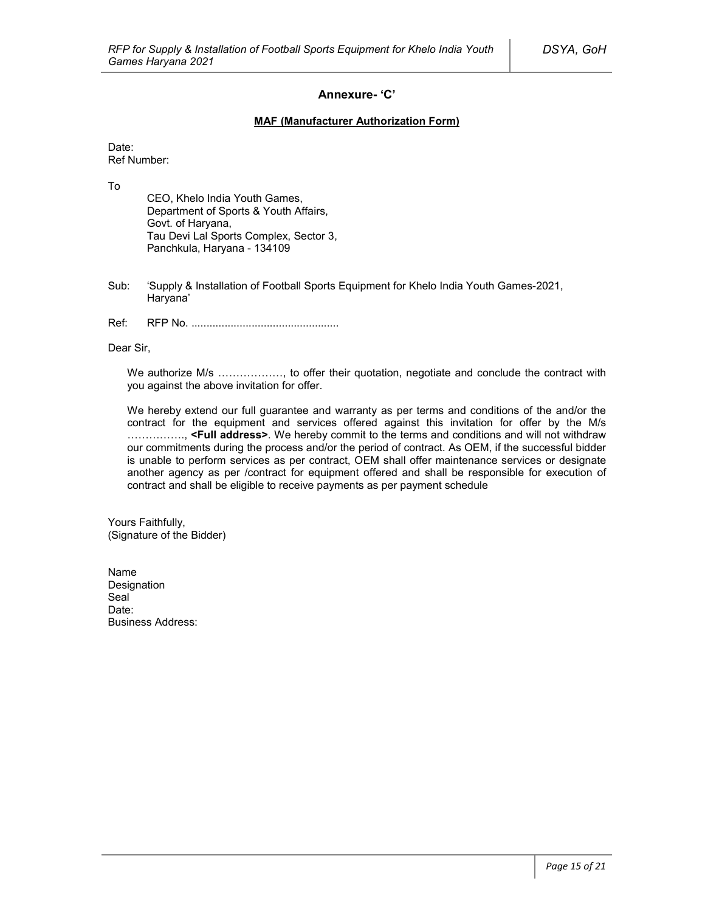## Annexure- 'C'

**MAF (Manufacturer Authorization Form)**

Date:
Ref Number:

To

CEO, Khelo India Youth Games,
Department of Sports & Youth Affairs,
Govt. of Haryana,
Tau Devi Lal Sports Complex, Sector 3,
Panchkula, Haryana - 134109

Sub: 'Supply & Installation of Football Sports Equipment for Khelo India Youth Games-2021, Haryana'

Ref: RFP No. ................................................

Dear Sir,

We authorize M/s ………………, to offer their quotation, negotiate and conclude the contract with you against the above invitation for offer.

We hereby extend our full guarantee and warranty as per terms and conditions of the and/or the contract for the equipment and services offered against this invitation for offer by the M/s ……………., **<Full address>**. We hereby commit to the terms and conditions and will not withdraw our commitments during the process and/or the period of contract. As OEM, if the successful bidder is unable to perform services as per contract, OEM shall offer maintenance services or designate another agency as per /contract for equipment offered and shall be responsible for execution of contract and shall be eligible to receive payments as per payment schedule

Yours Faithfully,
(Signature of the Bidder)

Name
Designation
Seal
Date:
Business Address: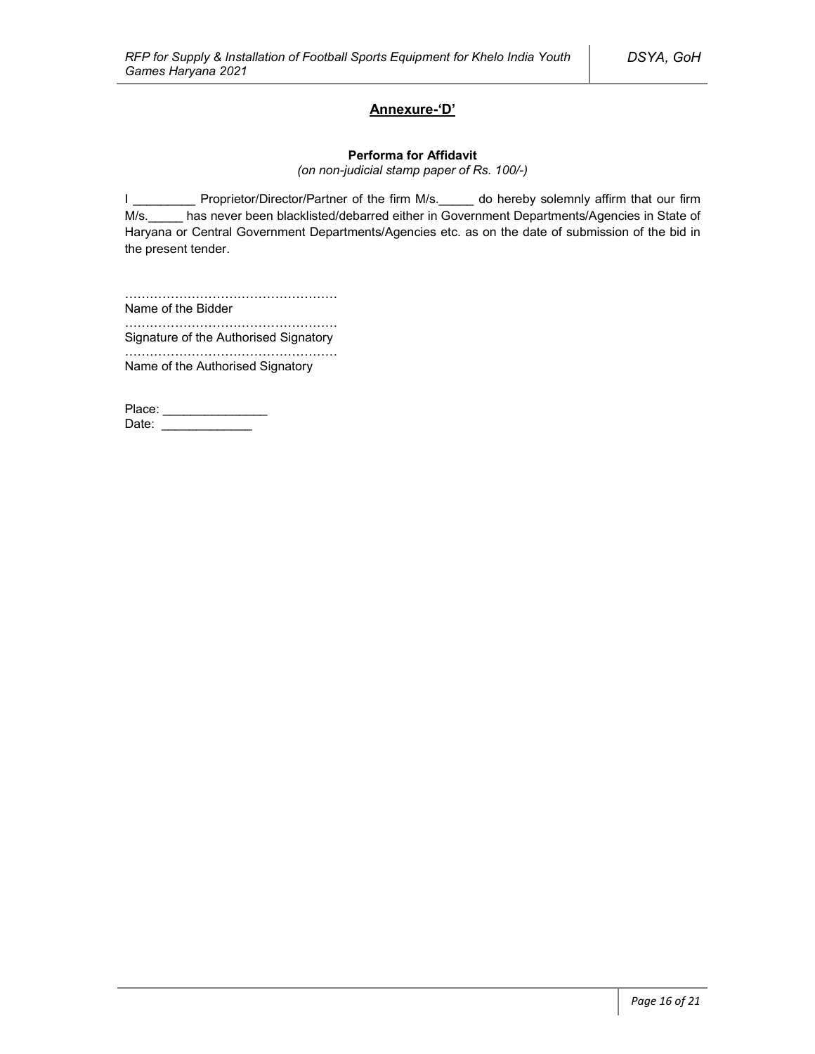## Annexure-'D'

**Performa for Affidavit**

*(on non-judicial stamp paper of Rs. 100/-)*

I _________ Proprietor/Director/Partner of the firm M/s._____ do hereby solemnly affirm that our firm M/s._____ has never been blacklisted/debarred either in Government Departments/Agencies in State of Haryana or Central Government Departments/Agencies etc. as on the date of submission of the bid in the present tender.

……………………………………………
Name of the Bidder

……………………………………………
Signature of the Authorised Signatory

……………………………………………
Name of the Authorised Signatory

Place: _______________

Date: _____________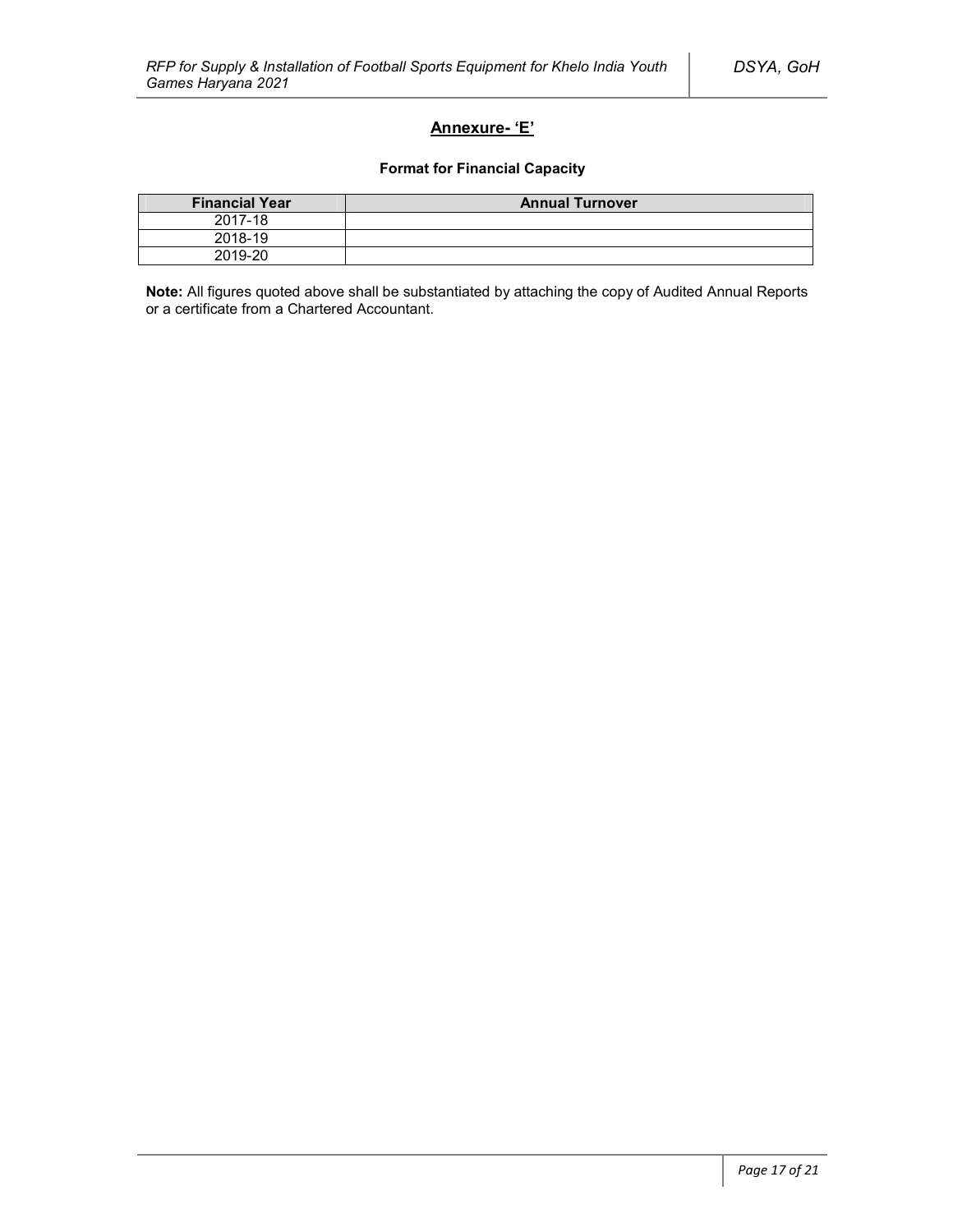## Annexure- 'E'

### Format for Financial Capacity

| Financial Year | Annual Turnover |
|---|---|
| 2017-18 | |
| 2018-19 | |
| 2019-20 | |

**Note:** All figures quoted above shall be substantiated by attaching the copy of Audited Annual Reports or a certificate from a Chartered Accountant.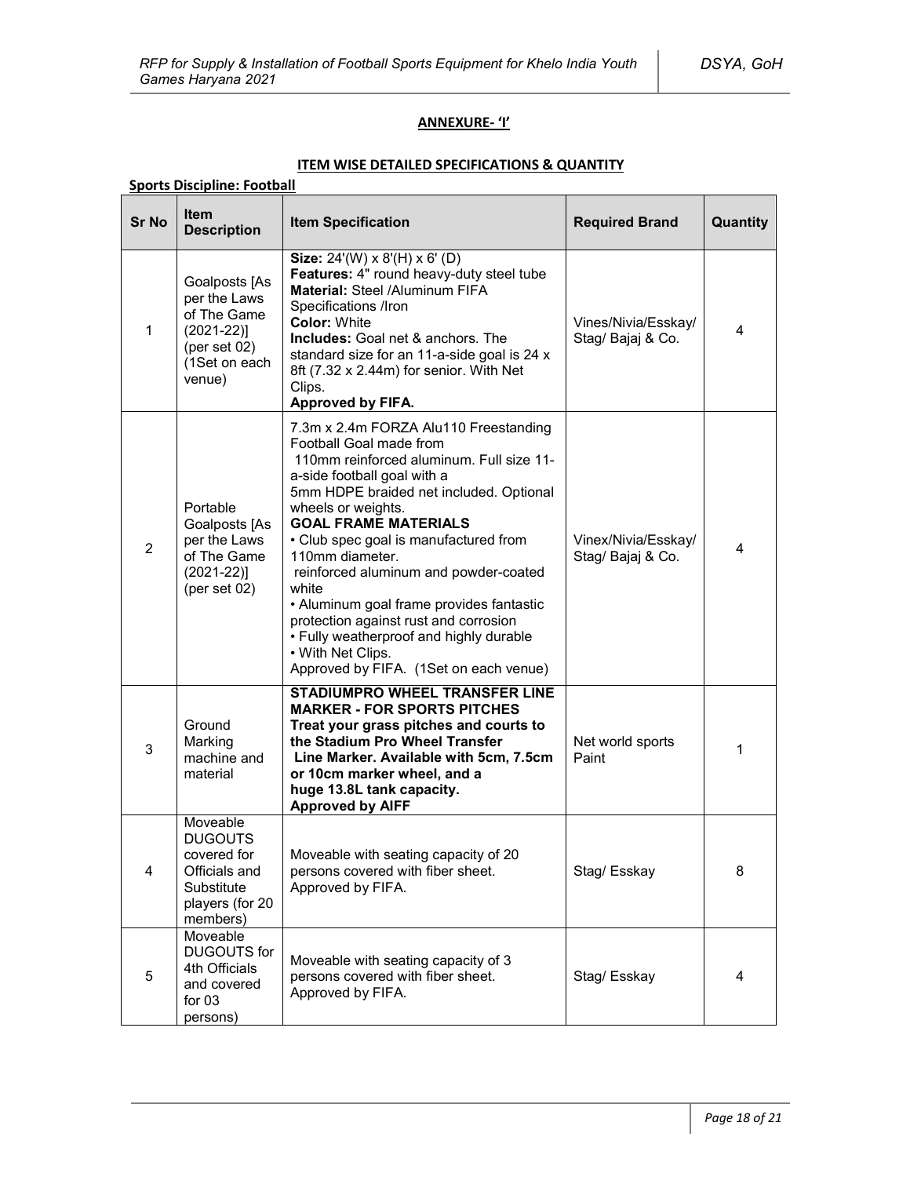## ANNEXURE- 'I'

### ITEM WISE DETAILED SPECIFICATIONS & QUANTITY

**Sports Discipline: Football**

| Sr No | Item Description | Item Specification | Required Brand | Quantity |
|---|---|---|---|---|
| 1 | Goalposts [As per the Laws of The Game (2021-22)] (per set 02) (1Set on each venue) | **Size:** 24'(W) x 8'(H) x 6' (D) **Features:** 4" round heavy-duty steel tube **Material:** Steel /Aluminum FIFA Specifications /Iron **Color:** White **Includes:** Goal net & anchors. The standard size for an 11-a-side goal is 24 x 8ft (7.32 x 2.44m) for senior. With Net Clips. **Approved by FIFA.** | Vines/Nivia/Esskay/ Stag/ Bajaj & Co. | 4 |
| 2 | Portable Goalposts [As per the Laws of The Game (2021-22)] (per set 02) | 7.3m x 2.4m FORZA Alu110 Freestanding Football Goal made from 110mm reinforced aluminum. Full size 11-a-side football goal with a 5mm HDPE braided net included. Optional wheels or weights. **GOAL FRAME MATERIALS** • Club spec goal is manufactured from 110mm diameter. reinforced aluminum and powder-coated white • Aluminum goal frame provides fantastic protection against rust and corrosion • Fully weatherproof and highly durable • With Net Clips. Approved by FIFA. (1Set on each venue) | Vinex/Nivia/Esskay/ Stag/ Bajaj & Co. | 4 |
| 3 | Ground Marking machine and material | **STADIUMPRO WHEEL TRANSFER LINE MARKER - FOR SPORTS PITCHES Treat your grass pitches and courts to the Stadium Pro Wheel Transfer Line Marker. Available with 5cm, 7.5cm or 10cm marker wheel, and a huge 13.8L tank capacity. Approved by AIFF** | Net world sports Paint | 1 |
| 4 | Moveable DUGOUTS covered for Officials and Substitute players (for 20 members) | Moveable with seating capacity of 20 persons covered with fiber sheet. Approved by FIFA. | Stag/ Esskay | 8 |
| 5 | Moveable DUGOUTS for 4th Officials and covered for 03 persons) | Moveable with seating capacity of 3 persons covered with fiber sheet. Approved by FIFA. | Stag/ Esskay | 4 |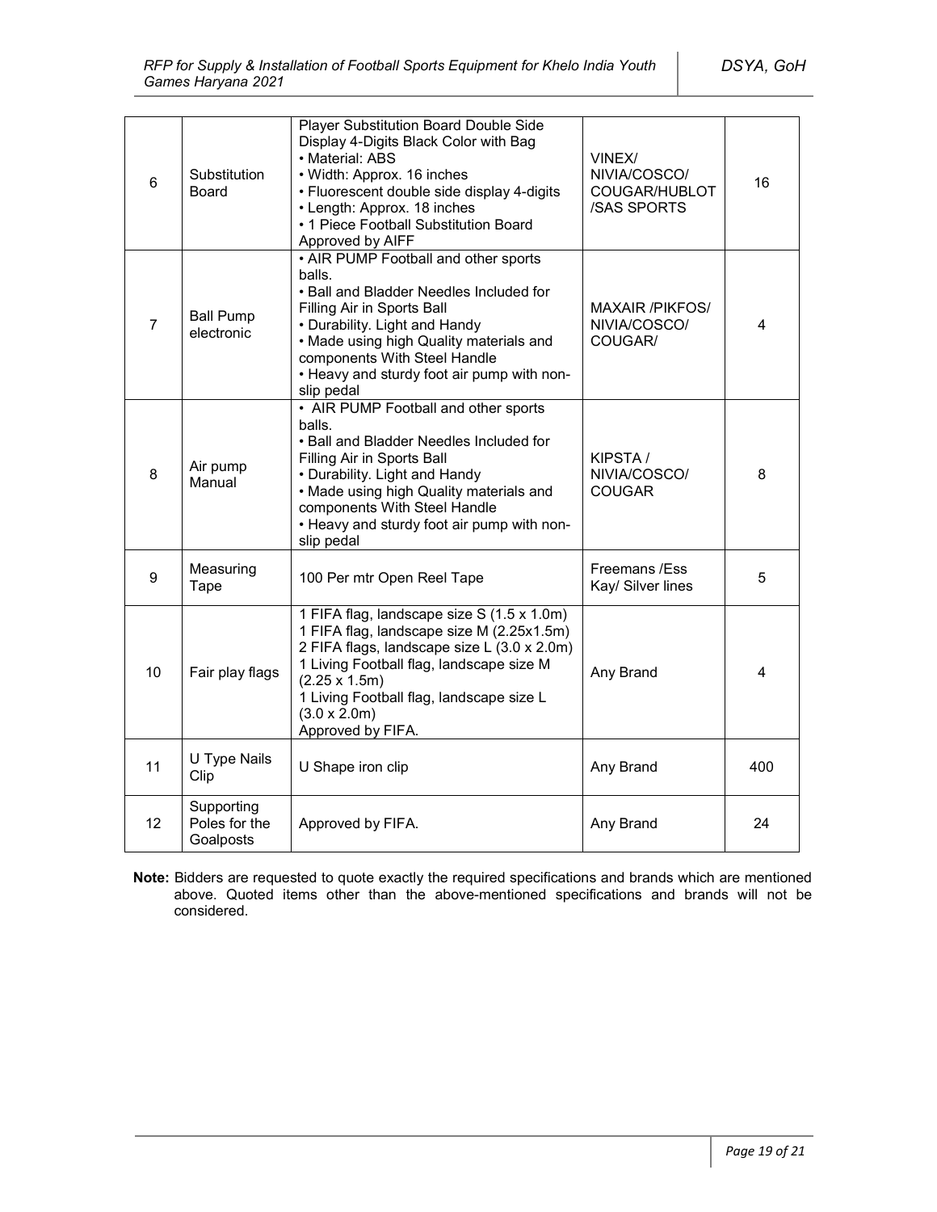| 6 | Substitution Board | Player Substitution Board Double Side Display 4-Digits Black Color with Bag<br>• Material: ABS<br>• Width: Approx. 16 inches<br>• Fluorescent double side display 4-digits<br>• Length: Approx. 18 inches<br>• 1 Piece Football Substitution Board Approved by AIFF | VINEX/ NIVIA/COSCO/ COUGAR/HUBLOT /SAS SPORTS | 16 |
|---|---|---|---|---|
| 7 | Ball Pump electronic | • AIR PUMP Football and other sports balls.<br>• Ball and Bladder Needles Included for Filling Air in Sports Ball<br>• Durability. Light and Handy<br>• Made using high Quality materials and components With Steel Handle<br>• Heavy and sturdy foot air pump with non-slip pedal | MAXAIR /PIKFOS/ NIVIA/COSCO/ COUGAR/ | 4 |
| 8 | Air pump Manual | • AIR PUMP Football and other sports balls.<br>• Ball and Bladder Needles Included for Filling Air in Sports Ball<br>• Durability. Light and Handy<br>• Made using high Quality materials and components With Steel Handle<br>• Heavy and sturdy foot air pump with non-slip pedal | KIPSTA / NIVIA/COSCO/ COUGAR | 8 |
| 9 | Measuring Tape | 100 Per mtr Open Reel Tape | Freemans /Ess Kay/ Silver lines | 5 |
| 10 | Fair play flags | 1 FIFA flag, landscape size S (1.5 x 1.0m)<br>1 FIFA flag, landscape size M (2.25x1.5m)<br>2 FIFA flags, landscape size L (3.0 x 2.0m)<br>1 Living Football flag, landscape size M (2.25 x 1.5m)<br>1 Living Football flag, landscape size L (3.0 x 2.0m)<br>Approved by FIFA. | Any Brand | 4 |
| 11 | U Type Nails Clip | U Shape iron clip | Any Brand | 400 |
| 12 | Supporting Poles for the Goalposts | Approved by FIFA. | Any Brand | 24 |

**Note:** Bidders are requested to quote exactly the required specifications and brands which are mentioned above. Quoted items other than the above-mentioned specifications and brands will not be considered.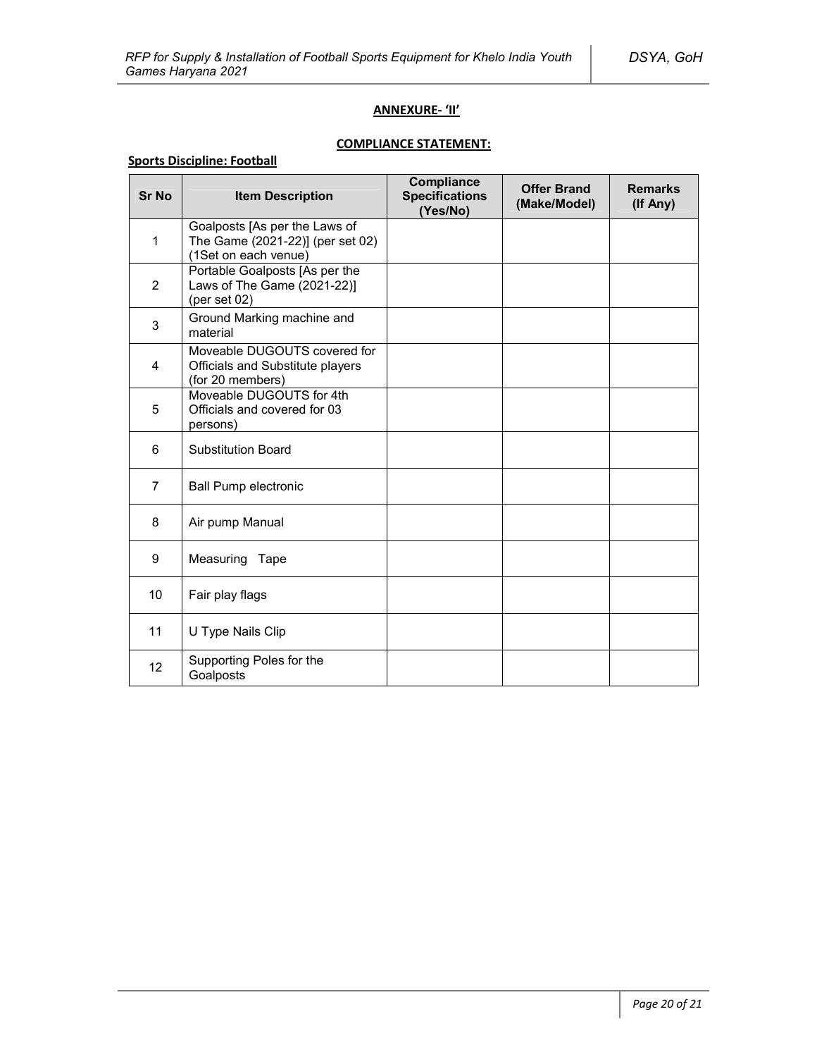**ANNEXURE- 'II'**

**COMPLIANCE STATEMENT:**

**Sports Discipline: Football**

| Sr No | Item Description | Compliance Specifications (Yes/No) | Offer Brand (Make/Model) | Remarks (If Any) |
|---|---|---|---|---|
| 1 | Goalposts [As per the Laws of The Game (2021-22)] (per set 02) (1Set on each venue) | | | |
| 2 | Portable Goalposts [As per the Laws of The Game (2021-22)] (per set 02) | | | |
| 3 | Ground Marking machine and material | | | |
| 4 | Moveable DUGOUTS covered for Officials and Substitute players (for 20 members) | | | |
| 5 | Moveable DUGOUTS for 4th Officials and covered for 03 persons) | | | |
| 6 | Substitution Board | | | |
| 7 | Ball Pump electronic | | | |
| 8 | Air pump Manual | | | |
| 9 | Measuring Tape | | | |
| 10 | Fair play flags | | | |
| 11 | U Type Nails Clip | | | |
| 12 | Supporting Poles for the Goalposts | | | |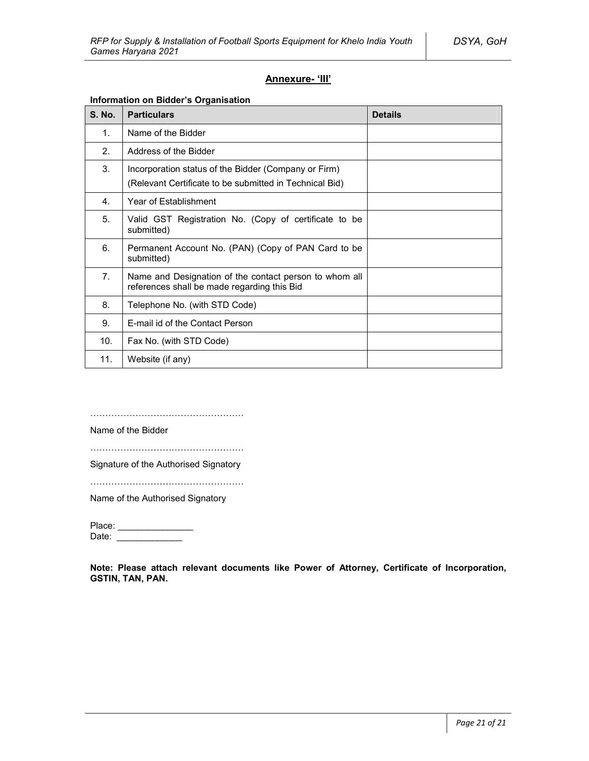## Annexure- 'III'

**Information on Bidder's Organisation**

| S. No. | Particulars | Details |
|---|---|---|
| 1. | Name of the Bidder | |
| 2. | Address of the Bidder | |
| 3. | Incorporation status of the Bidder (Company or Firm)<br>(Relevant Certificate to be submitted in Technical Bid) | |
| 4. | Year of Establishment | |
| 5. | Valid GST Registration No. (Copy of certificate to be submitted) | |
| 6. | Permanent Account No. (PAN) (Copy of PAN Card to be submitted) | |
| 7. | Name and Designation of the contact person to whom all references shall be made regarding this Bid | |
| 8. | Telephone No. (with STD Code) | |
| 9. | E-mail id of the Contact Person | |
| 10. | Fax No. (with STD Code) | |
| 11. | Website (if any) | |

……………………………………………

Name of the Bidder

……………………………………………

Signature of the Authorised Signatory

……………………………………………

Name of the Authorised Signatory

Place: _______________
Date: _____________

**Note: Please attach relevant documents like Power of Attorney, Certificate of Incorporation, GSTIN, TAN, PAN.**